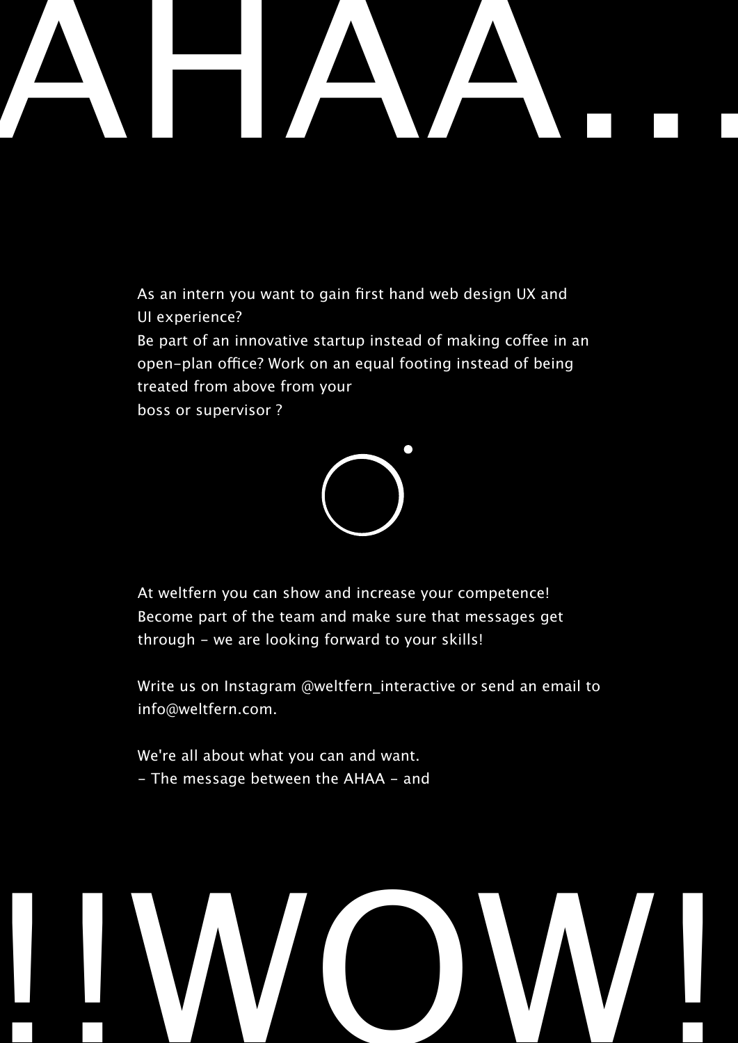# AHAA...

As an intern you want to gain first hand web design UX and UI experience?
Be part of an innovative startup instead of making coffee in an open-plan office? Work on an equal footing instead of being treated from above from your boss or supervisor ?

At weltfern you can show and increase your competence! Become part of the team and make sure that messages get through - we are looking forward to your skills!

Write us on Instagram @weltfern_interactive or send an email to info@weltfern.com.

We're all about what you can and want.
- The message between the AHAA - and

# !!WOW!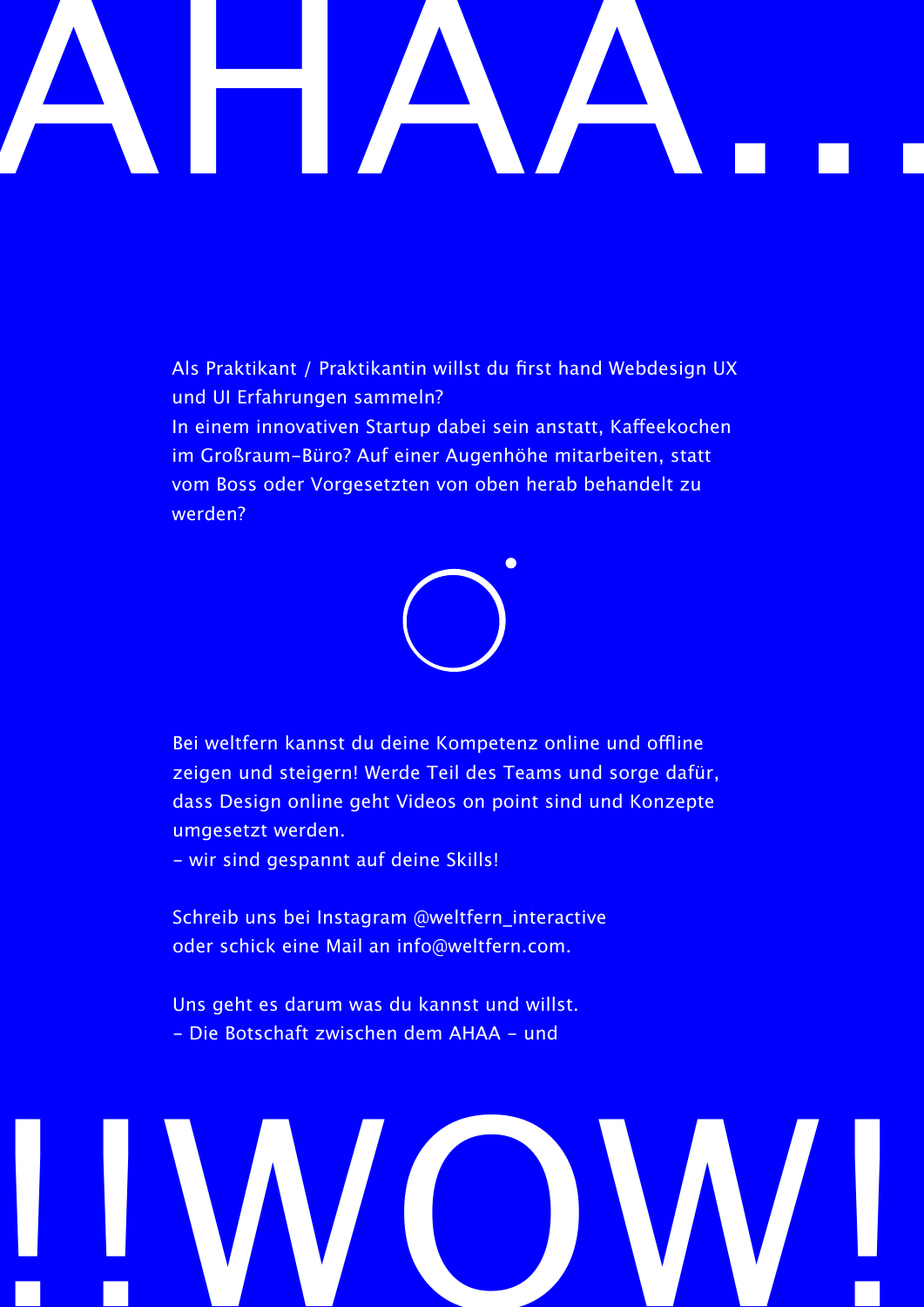# AHAA...

Als Praktikant / Praktikantin willst du first hand Webdesign UX und UI Erfahrungen sammeln?
In einem innovativen Startup dabei sein anstatt, Kaffeekochen im Großraum-Büro? Auf einer Augenhöhe mitarbeiten, statt vom Boss oder Vorgesetzten von oben herab behandelt zu werden?

Bei weltfern kannst du deine Kompetenz online und offline zeigen und steigern! Werde Teil des Teams und sorge dafür, dass Design online geht Videos on point sind und Konzepte umgesetzt werden.
- wir sind gespannt auf deine Skills!

Schreib uns bei Instagram @weltfern_interactive
oder schick eine Mail an info@weltfern.com.

Uns geht es darum was du kannst und willst.
- Die Botschaft zwischen dem AHAA - und

# !!WOW!